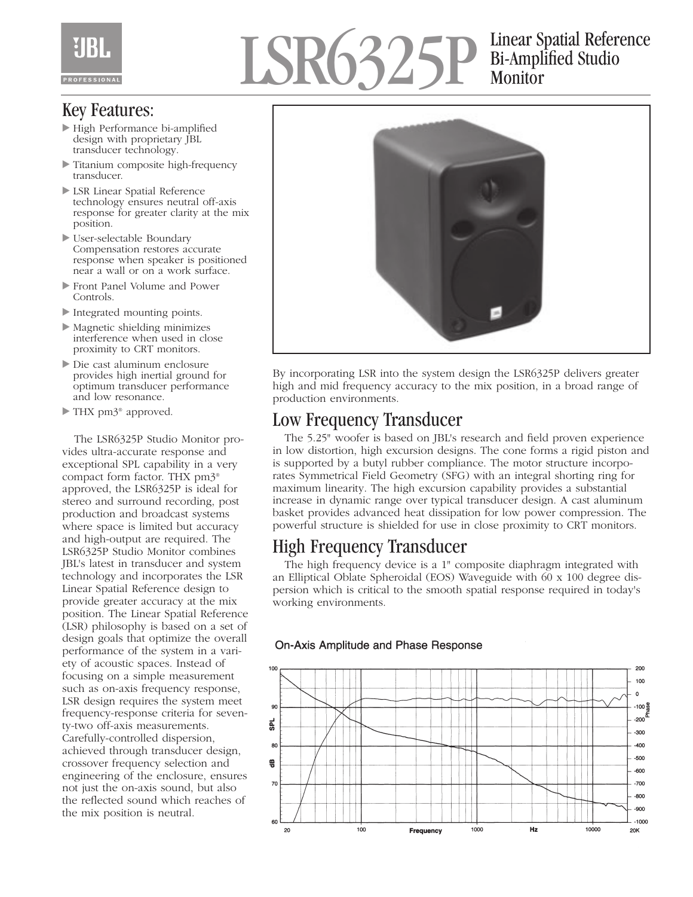# LSR6325P Linear Spatial Reference Bi-Amplified Studio Monitor

## Key Features:

- High Performance bi-amplified design with proprietary JBL transducer technology.
- Titanium composite high-frequency transducer.
- LSR Linear Spatial Reference technology ensures neutral off-axis response for greater clarity at the mix position.
- User-selectable Boundary Compensation restores accurate response when speaker is positioned near a wall or on a work surface.
- Front Panel Volume and Power Controls.
- Integrated mounting points.
- Magnetic shielding minimizes interference when used in close proximity to CRT monitors.
- Die cast aluminum enclosure provides high inertial ground for optimum transducer performance and low resonance.
- THX pm3® approved.

The LSR6325P Studio Monitor provides ultra-accurate response and exceptional SPL capability in a very compact form factor. THX pm3® approved, the LSR6325P is ideal for stereo and surround recording, post production and broadcast systems where space is limited but accuracy and high-output are required. The LSR6325P Studio Monitor combines JBL's latest in transducer and system technology and incorporates the LSR Linear Spatial Reference design to provide greater accuracy at the mix position. The Linear Spatial Reference (LSR) philosophy is based on a set of design goals that optimize the overall performance of the system in a variety of acoustic spaces. Instead of focusing on a simple measurement such as on-axis frequency response, LSR design requires the system meet frequency-response criteria for seventy-two off-axis measurements. Carefully-controlled dispersion, achieved through transducer design, crossover frequency selection and engineering of the enclosure, ensures not just the on-axis sound, but also the reflected sound which reaches of the mix position is neutral.

By incorporating LSR into the system design the LSR6325P delivers greater high and mid frequency accuracy to the mix position, in a broad range of production environments.

## Low Frequency Transducer

The 5.25" woofer is based on JBL's research and field proven experience in low distortion, high excursion designs. The cone forms a rigid piston and is supported by a butyl rubber compliance. The motor structure incorporates Symmetrical Field Geometry (SFG) with an integral shorting ring for maximum linearity. The high excursion capability provides a substantial increase in dynamic range over typical transducer design. A cast aluminum basket provides advanced heat dissipation for low power compression. The powerful structure is shielded for use in close proximity to CRT monitors.

## High Frequency Transducer

The high frequency device is a 1" composite diaphragm integrated with an Elliptical Oblate Spheroidal (EOS) Waveguide with 60 x 100 degree dispersion which is critical to the smooth spatial response required in today's working environments.

On-Axis Amplitude and Phase Response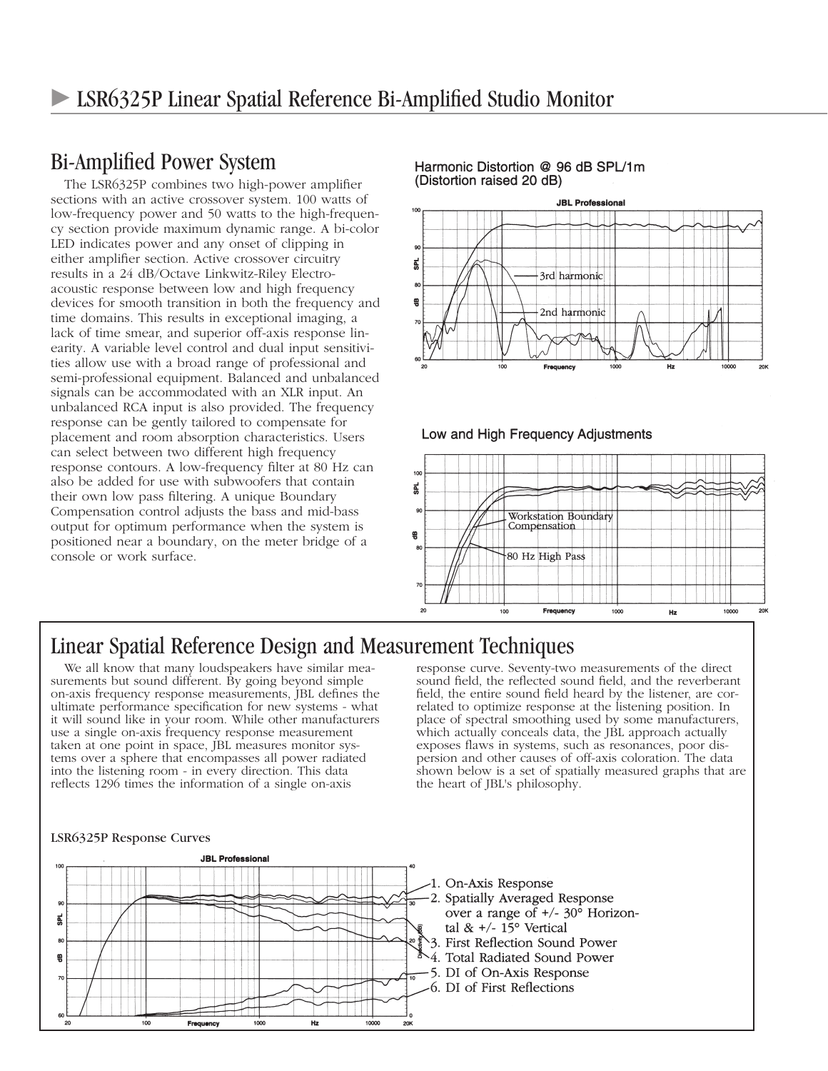# LSR6325P Linear Spatial Reference Bi-Amplified Studio Monitor

## Bi-Amplified Power System

The LSR6325P combines two high-power amplifier sections with an active crossover system. 100 watts of low-frequency power and 50 watts to the high-frequency section provide maximum dynamic range. A bi-color LED indicates power and any onset of clipping in either amplifier section. Active crossover circuitry results in a 24 dB/Octave Linkwitz-Riley Electro-acoustic response between low and high frequency devices for smooth transition in both the frequency and time domains. This results in exceptional imaging, a lack of time smear, and superior off-axis response linearity. A variable level control and dual input sensitivities allow use with a broad range of professional and semi-professional equipment. Balanced and unbalanced signals can be accommodated with an XLR input. An unbalanced RCA input is also provided. The frequency response can be gently tailored to compensate for placement and room absorption characteristics. Users can select between two different high frequency response contours. A low-frequency filter at 80 Hz can also be added for use with subwoofers that contain their own low pass filtering. A unique Boundary Compensation control adjusts the bass and mid-bass output for optimum performance when the system is positioned near a boundary, on the meter bridge of a console or work surface.

Harmonic Distortion @ 96 dB SPL/1m (Distortion raised 20 dB)

Low and High Frequency Adjustments

## Linear Spatial Reference Design and Measurement Techniques

We all know that many loudspeakers have similar measurements but sound different. By going beyond simple on-axis frequency response measurements, JBL defines the ultimate performance specification for new systems - what it will sound like in your room. While other manufacturers use a single on-axis frequency response measurement taken at one point in space, JBL measures monitor systems over a sphere that encompasses all power radiated into the listening room - in every direction. This data reflects 1296 times the information of a single on-axis response curve. Seventy-two measurements of the direct sound field, the reflected sound field, and the reverberant field, the entire sound field heard by the listener, are correlated to optimize response at the listening position. In place of spectral smoothing used by some manufacturers, which actually conceals data, the JBL approach actually exposes flaws in systems, such as resonances, poor dispersion and other causes of off-axis coloration. The data shown below is a set of spatially measured graphs that are the heart of JBL's philosophy.

LSR6325P Response Curves

1. On-Axis Response
2. Spatially Averaged Response over a range of +/- 30° Horizontal & +/- 15° Vertical
3. First Reflection Sound Power
4. Total Radiated Sound Power
5. DI of On-Axis Response
6. DI of First Reflections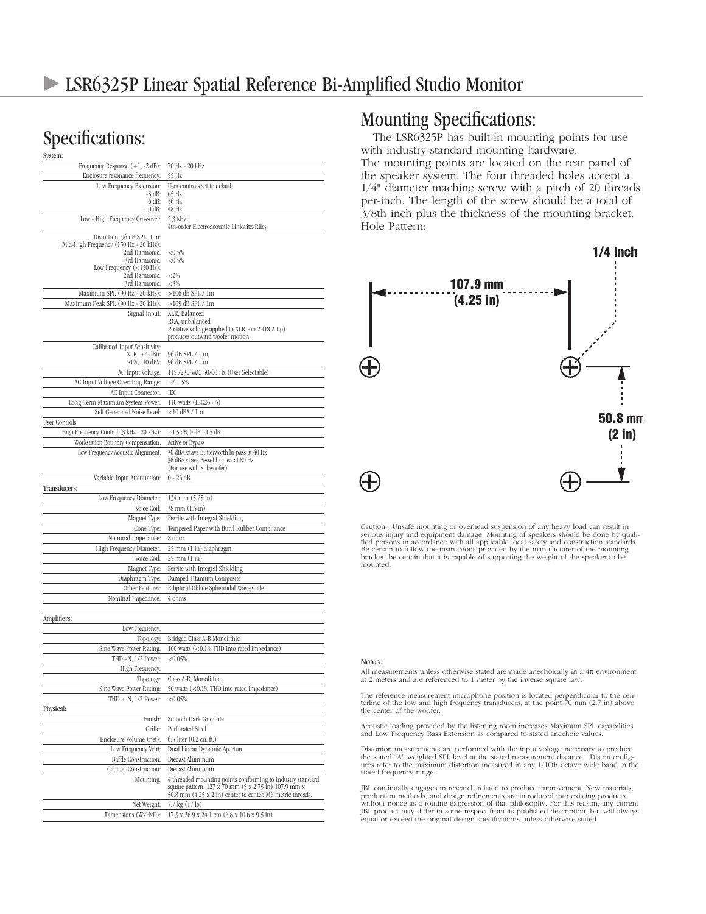# ▶ LSR6325P Linear Spatial Reference Bi-Amplified Studio Monitor

## Specifications:

| System: | |
|---|---|
| Frequency Response (+1, -2 dB): | 70 Hz - 20 kHz |
| Enclosure resonance frequency: | 55 Hz |
| Low Frequency Extension: | User controls set to default |
| -3 dB: | 65 Hz |
| -6 dB: | 56 Hz |
| -10 dB: | 48 Hz |
| Low - High Frequency Crossover: | 2.3 kHz<br>4th-order Electroacoustic Linkwitz-Riley |
| Distortion, 96 dB SPL, 1 m:<br>Mid-High Frequency (150 Hz - 20 kHz): | |
| 2nd Harmonic: | <0.5% |
| 3rd Harmonic: | <0.5% |
| Low Frequency (<150 Hz): | |
| 2nd Harmonic: | <2% |
| 3rd Harmonic: | <3% |
| Maximum SPL (90 Hz - 20 kHz): | >106 dB SPL / 1m |
| Maximum Peak SPL (90 Hz - 20 kHz): | >109 dB SPL / 1m |
| Signal Input: | XLR, Balanced<br>RCA, unbalanced<br>Postitive voltage applied to XLR Pin 2 (RCA tip) produces outward woofer motion. |
| Calibrated Input Sensitivity: | |
| XLR, +4 dBu: | 96 dB SPL / 1 m |
| RCA, -10 dBV: | 96 dB SPL / 1 m |
| AC Input Voltage: | 115 /230 VAC, 50/60 Hz (User Selectable) |
| AC Input Voltage Operating Range: | +/- 15% |
| AC Input Connector: | IEC |
| Long-Term Maximum System Power: | 110 watts (IEC265-5) |
| Self Generated Noise Level: | <10 dBA / 1 m |
| **User Controls:** | |
| High Frequency Control (3 kHz - 20 kHz): | +1.5 dB, 0 dB, -1.5 dB |
| Workstation Boundry Compensation: | Active or Bypass |
| Low Frequency Acoustic Alignment: | 36 dB/Octave Butterworth hi-pass at 40 Hz<br>36 dB/Octave Bessel hi-pass at 80 Hz<br>(For use with Subwoofer) |
| Variable Input Attenuation: | 0 - 26 dB |
| **Transducers:** | |
| Low Frequency Diameter: | 134 mm (5.25 in) |
| Voice Coil: | 38 mm (1.5 in) |
| Magnet Type: | Ferrite with Integral Shielding |
| Cone Type: | Tempered Paper with Butyl Rubber Compliance |
| Nominal Impedance: | 8 ohm |
| High Frequency Diameter: | 25 mm (1 in) diaphragm |
| Voice Coil: | 25 mm (1 in) |
| Magnet Type: | Ferrite with Integral Shielding |
| Diaphragm Type: | Damped Titanium Composite |
| Other Features: | Elliptical Oblate Spheroidal Waveguide |
| Nominal Impedance: | 4 ohms |
| **Amplifiers:** | |
| Low Frequency: | |
| Topology: | Bridged Class A-B Monolithic |
| Sine Wave Power Rating: | 100 watts (<0.1% THD into rated impedance) |
| THD+N, 1/2 Power: | <0.05% |
| High Frequency: | |
| Topology: | Class A-B, Monolithic |
| Sine Wave Power Rating: | 50 watts (<0.1% THD into rated impedance) |
| THD + N, 1/2 Power: | <0.05% |
| **Physical:** | |
| Finish: | Smooth Dark Graphite |
| Grille: | Perforated Steel |
| Enclosure Volume (net): | 6.5 liter (0.2 cu. ft.) |
| Low Frequency Vent: | Dual Linear Dynamic Aperture |
| Baffle Construction: | Diecast Aluminum |
| Cabinet Construction: | Diecast Aluminum |
| Mounting: | 4 threaded mounting points conforming to industry standard square pattern, 127 x 70 mm (5 x 2.75 in) 107.9 mm x 50.8 mm (4.25 x 2 in) center to center. M6 metric threads. |
| Net Weight: | 7.7 kg (17 lb) |
| Dimensions (WxHxD): | 17.3 x 26.9 x 24.1 cm (6.8 x 10.6 x 9.5 in) |

## Mounting Specifications:

The LSR6325P has built-in mounting points for use with industry-standard mounting hardware.
The mounting points are located on the rear panel of the speaker system. The four threaded holes accept a 1/4" diameter machine screw with a pitch of 20 threads per-inch. The length of the screw should be a total of 3/8th inch plus the thickness of the mounting bracket.
Hole Pattern:

1/4 Inch

107.9 mm (4.25 in)

50.8 mm (2 in)

Caution: Unsafe mounting or overhead suspension of any heavy load can result in serious injury and equipment damage. Mounting of speakers should be done by qualified persons in accordance with all applicable local safety and construction standards. Be certain to follow the instructions provided by the manufacturer of the mounting bracket, be certain that it is capable of supporting the weight of the speaker to be mounted.

### Notes:

All measurements unless otherwise stated are made anechoically in a $4\pi$ environment at 2 meters and are referenced to 1 meter by the inverse square law.

The reference measurement microphone position is located perpendicular to the centerline of the low and high frequency transducers, at the point 70 mm (2.7 in) above the center of the woofer.

Acoustic loading provided by the listening room increases Maximum SPL capabilities and Low Frequency Bass Extension as compared to stated anechoic values.

Distortion measurements are performed with the input voltage necessary to produce the stated "A" weighted SPL level at the stated measurement distance. Distortion figures refer to the maximum distortion measured in any 1/10th octave wide band in the stated frequency range.

JBL continually engages in research related to produce improvement. New materials, production methods, and design refinements are introduced into existing products without notice as a routine expression of that philosophy. For this reason, any current JBL product may differ in some respect from its published description, but will always equal or exceed the original design specifications unless otherwise stated.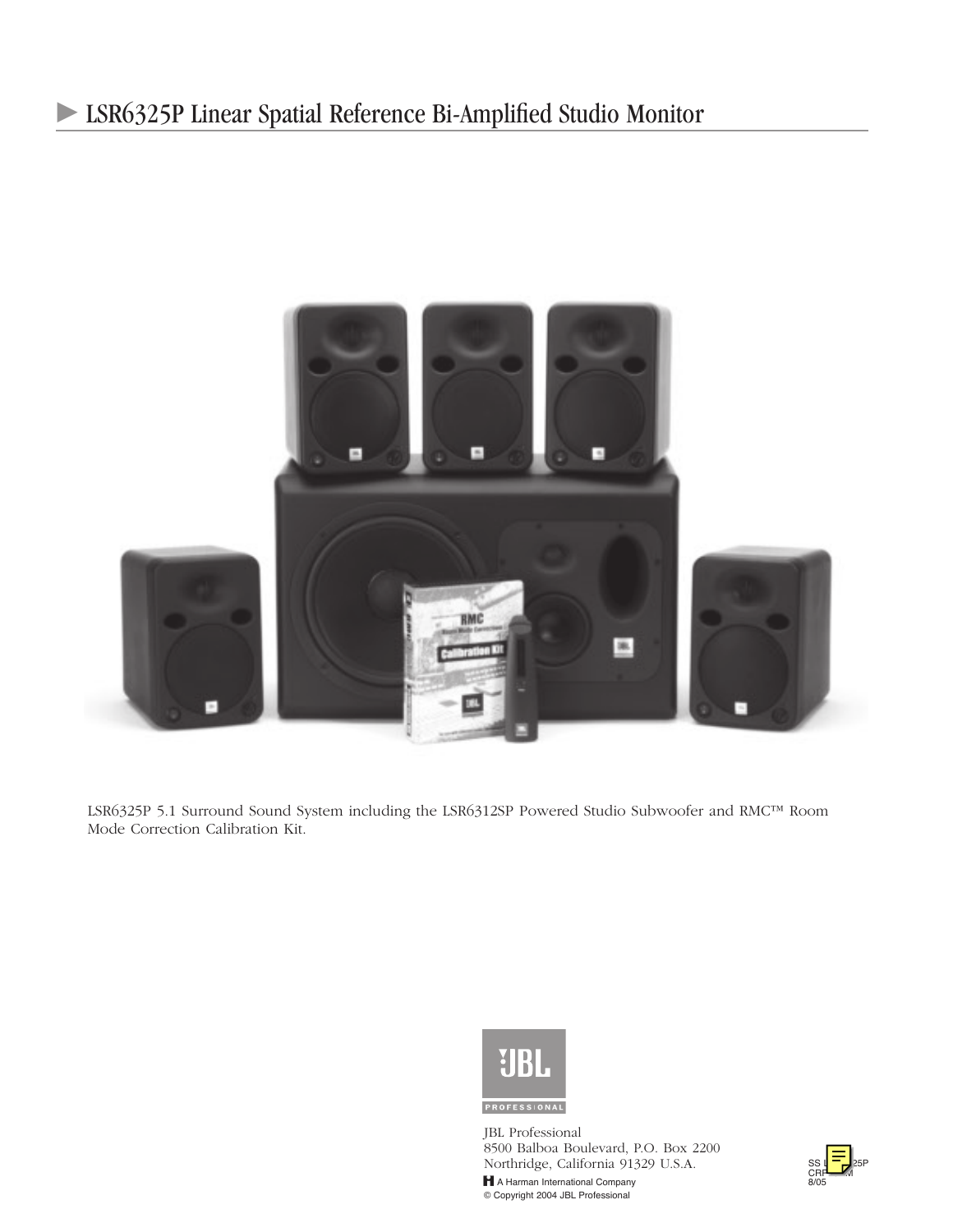# ► LSR6325P Linear Spatial Reference Bi-Amplified Studio Monitor

LSR6325P 5.1 Surround Sound System including the LSR6312SP Powered Studio Subwoofer and RMC™ Room Mode Correction Calibration Kit.

JBL Professional
8500 Balboa Boulevard, P.O. Box 2200
Northridge, California 91329 U.S.A.

A Harman International Company

© Copyright 2004 JBL Professional

SS LSR6325P
CRP
8/05